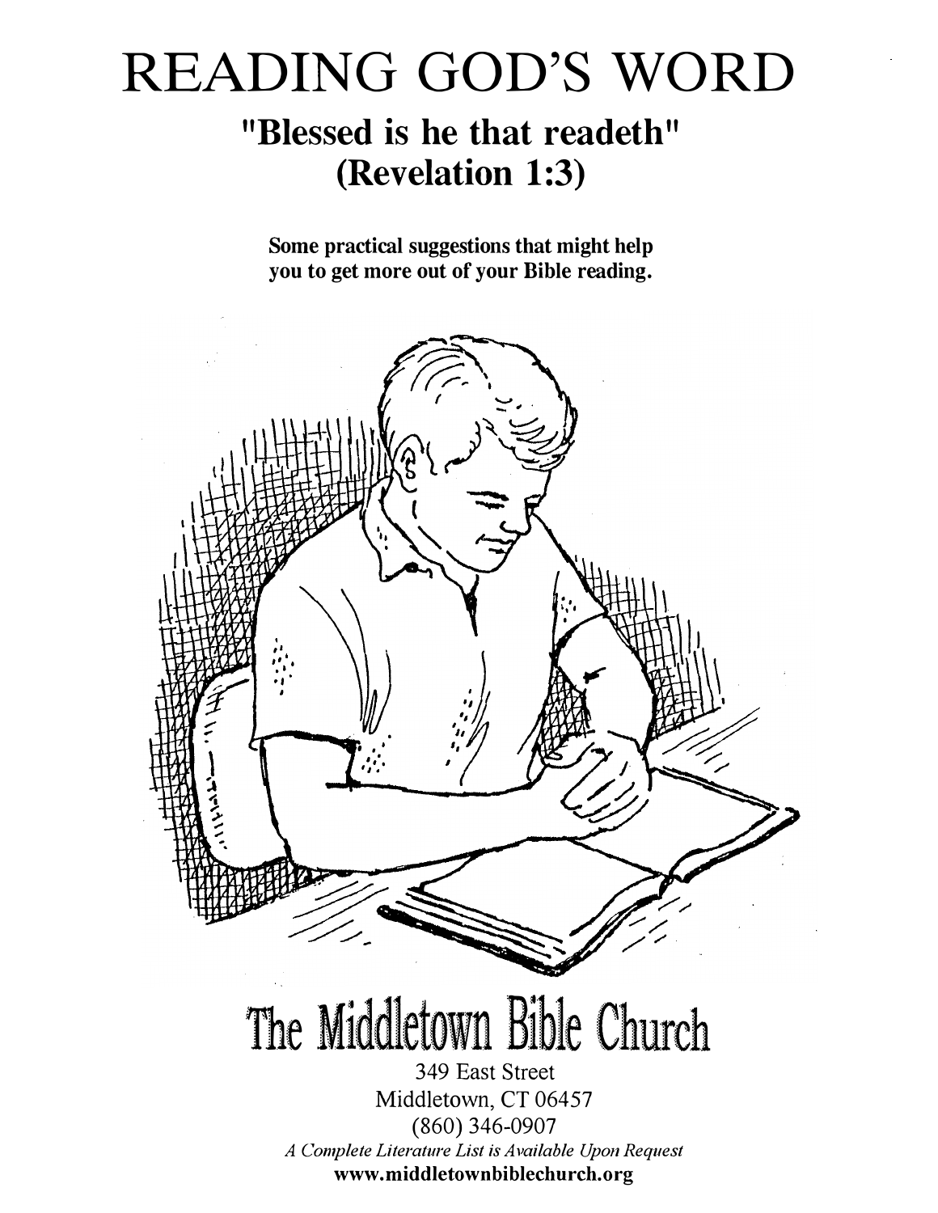# READING GOD'S WORD

## "Blessed is he that readeth" (Revelation 1:3)

**Some practical suggestions that might help you to get more out of your Bible reading.**

## The Middletown Bible Church

349 East Street
Middletown, CT 06457
(860) 346-0907
*A Complete Literature List is Available Upon Request*
**www.middletownbiblechurch.org**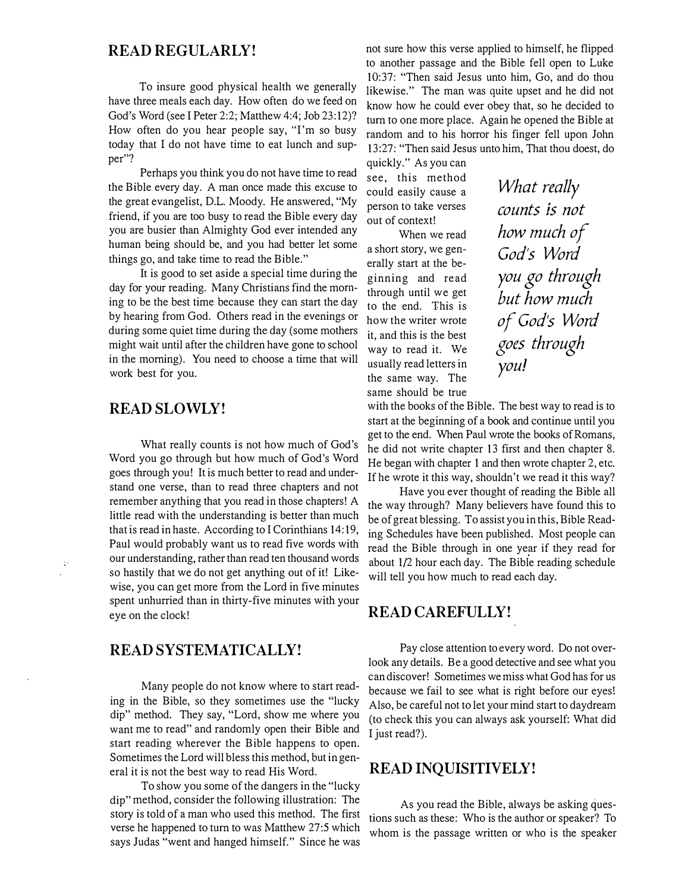## READ REGULARLY!

To insure good physical health we generally have three meals each day. How often do we feed on God's Word (see I Peter 2:2; Matthew 4:4; Job 23:12)? How often do you hear people say, "I'm so busy today that I do not have time to eat lunch and supper"?

Perhaps you think you do not have time to read the Bible every day. A man once made this excuse to the great evangelist, D.L. Moody. He answered, "My friend, if you are too busy to read the Bible every day you are busier than Almighty God ever intended any human being should be, and you had better let some things go, and take time to read the Bible."

It is good to set aside a special time during the day for your reading. Many Christians find the morning to be the best time because they can start the day by hearing from God. Others read in the evenings or during some quiet time during the day (some mothers might wait until after the children have gone to school in the morning). You need to choose a time that will work best for you.

## READ SLOWLY!

What really counts is not how much of God's Word you go through but how much of God's Word goes through you! It is much better to read and understand one verse, than to read three chapters and not remember anything that you read in those chapters! A little read with the understanding is better than much that is read in haste. According to I Corinthians 14:19, Paul would probably want us to read five words with our understanding, rather than read ten thousand words so hastily that we do not get anything out of it! Likewise, you can get more from the Lord in five minutes spent unhurried than in thirty-five minutes with your eye on the clock!

## READ SYSTEMATICALLY!

Many people do not know where to start reading in the Bible, so they sometimes use the "lucky dip" method. They say, "Lord, show me where you want me to read" and randomly open their Bible and start reading wherever the Bible happens to open. Sometimes the Lord will bless this method, but in general it is not the best way to read His Word.

To show you some of the dangers in the "lucky dip" method, consider the following illustration: The story is told of a man who used this method. The first verse he happened to turn to was Matthew 27:5 which says Judas "went and hanged himself." Since he was not sure how this verse applied to himself, he flipped to another passage and the Bible fell open to Luke 10:37: "Then said Jesus unto him, Go, and do thou likewise." The man was quite upset and he did not know how he could ever obey that, so he decided to turn to one more place. Again he opened the Bible at random and to his horror his finger fell upon John 13:27: "Then said Jesus unto him, That thou doest, do quickly." As you can see, this method could easily cause a person to take verses out of context!

*What really counts is not how much of God's Word you go through but how much of God's Word goes through you!*

When we read a short story, we generally start at the beginning and read through until we get to the end. This is how the writer wrote it, and this is the best way to read it. We usually read letters in the same way. The same should be true with the books of the Bible. The best way to read is to start at the beginning of a book and continue until you get to the end. When Paul wrote the books of Romans, he did not write chapter 13 first and then chapter 8. He began with chapter 1 and then wrote chapter 2, etc. If he wrote it this way, shouldn't we read it this way?

Have you ever thought of reading the Bible all the way through? Many believers have found this to be of great blessing. To assist you in this, Bible Reading Schedules have been published. Most people can read the Bible through in one year if they read for about 1/2 hour each day. The Bible reading schedule will tell you how much to read each day.

## READ CAREFULLY!

Pay close attention to every word. Do not overlook any details. Be a good detective and see what you can discover! Sometimes we miss what God has for us because we fail to see what is right before our eyes! Also, be careful not to let your mind start to daydream (to check this you can always ask yourself: What did I just read?).

## READ INQUISITIVELY!

As you read the Bible, always be asking questions such as these: Who is the author or speaker? To whom is the passage written or who is the speaker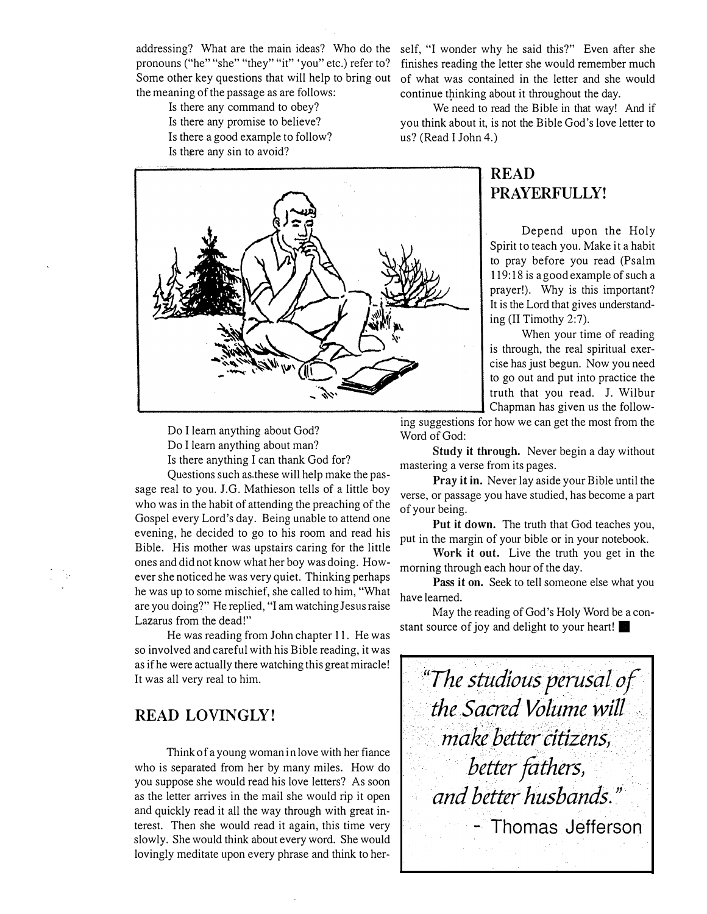addressing? What are the main ideas? Who do the pronouns ("he" "she" "they" "it" 'you" etc.) refer to? Some other key questions that will help to bring out the meaning of the passage as are follows:

Is there any command to obey?
Is there any promise to believe?
Is there a good example to follow?
Is there any sin to avoid?
Do I learn anything about God?
Do I learn anything about man?
Is there anything I can thank God for?

Questions such as these will help make the passage real to you. J.G. Mathieson tells of a little boy who was in the habit of attending the preaching of the Gospel every Lord's day. Being unable to attend one evening, he decided to go to his room and read his Bible. His mother was upstairs caring for the little ones and did not know what her boy was doing. However she noticed he was very quiet. Thinking perhaps he was up to some mischief, she called to him, "What are you doing?" He replied, "I am watching Jesus raise Lazarus from the dead!"

He was reading from John chapter 11. He was so involved and careful with his Bible reading, it was as if he were actually there watching this great miracle! It was all very real to him.

## READ LOVINGLY!

Think of a young woman in love with her fiance who is separated from her by many miles. How do you suppose she would read his love letters? As soon as the letter arrives in the mail she would rip it open and quickly read it all the way through with great interest. Then she would read it again, this time very slowly. She would think about every word. She would lovingly meditate upon every phrase and think to herself, "I wonder why he said this?" Even after she finishes reading the letter she would remember much of what was contained in the letter and she would continue thinking about it throughout the day.

We need to read the Bible in that way! And if you think about it, is not the Bible God's love letter to us? (Read I John 4.)

## READ PRAYERFULLY!

Depend upon the Holy Spirit to teach you. Make it a habit to pray before you read (Psalm 119:18 is a good example of such a prayer!). Why is this important? It is the Lord that gives understanding (II Timothy 2:7).

When your time of reading is through, the real spiritual exercise has just begun. Now you need to go out and put into practice the truth that you read. J. Wilbur Chapman has given us the following suggestions for how we can get the most from the Word of God:

**Study it through.** Never begin a day without mastering a verse from its pages.

**Pray it in.** Never lay aside your Bible until the verse, or passage you have studied, has become a part of your being.

**Put it down.** The truth that God teaches you, put in the margin of your bible or in your notebook.

**Work it out.** Live the truth you get in the morning through each hour of the day.

**Pass it on.** Seek to tell someone else what you have learned.

May the reading of God's Holy Word be a constant source of joy and delight to your heart! ■

*"The studious perusal of the Sacred Volume will make better citizens, better fathers, and better husbands."*

- Thomas Jefferson